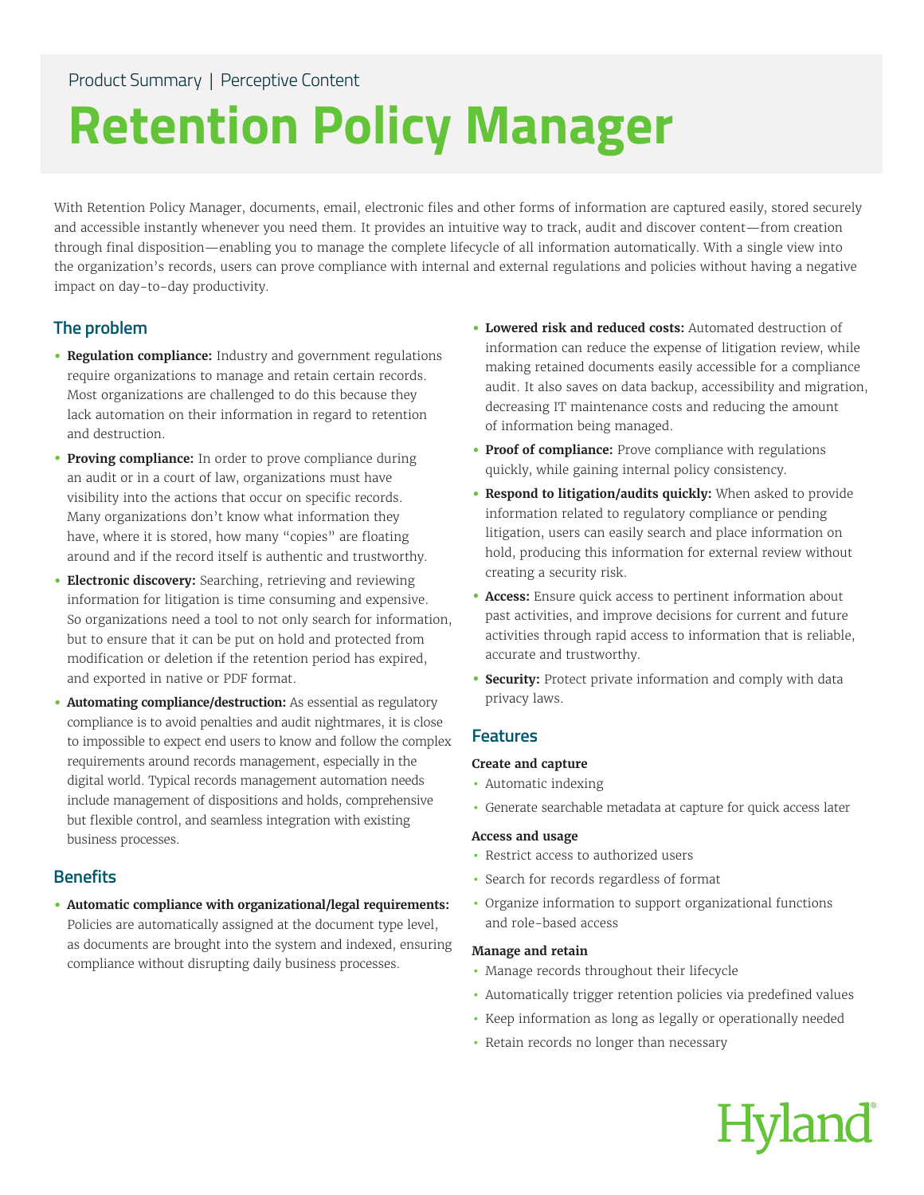Product Summary | Perceptive Content

# Retention Policy Manager

With Retention Policy Manager, documents, email, electronic files and other forms of information are captured easily, stored securely and accessible instantly whenever you need them. It provides an intuitive way to track, audit and discover content—from creation through final disposition—enabling you to manage the complete lifecycle of all information automatically. With a single view into the organization's records, users can prove compliance with internal and external regulations and policies without having a negative impact on day-to-day productivity.

## The problem

- **Regulation compliance:** Industry and government regulations require organizations to manage and retain certain records. Most organizations are challenged to do this because they lack automation on their information in regard to retention and destruction.
- **Proving compliance:** In order to prove compliance during an audit or in a court of law, organizations must have visibility into the actions that occur on specific records. Many organizations don't know what information they have, where it is stored, how many "copies" are floating around and if the record itself is authentic and trustworthy.
- **Electronic discovery:** Searching, retrieving and reviewing information for litigation is time consuming and expensive. So organizations need a tool to not only search for information, but to ensure that it can be put on hold and protected from modification or deletion if the retention period has expired, and exported in native or PDF format.
- **Automating compliance/destruction:** As essential as regulatory compliance is to avoid penalties and audit nightmares, it is close to impossible to expect end users to know and follow the complex requirements around records management, especially in the digital world. Typical records management automation needs include management of dispositions and holds, comprehensive but flexible control, and seamless integration with existing business processes.

## Benefits

- **Automatic compliance with organizational/legal requirements:** Policies are automatically assigned at the document type level, as documents are brought into the system and indexed, ensuring compliance without disrupting daily business processes.
- **Lowered risk and reduced costs:** Automated destruction of information can reduce the expense of litigation review, while making retained documents easily accessible for a compliance audit. It also saves on data backup, accessibility and migration, decreasing IT maintenance costs and reducing the amount of information being managed.
- **Proof of compliance:** Prove compliance with regulations quickly, while gaining internal policy consistency.
- **Respond to litigation/audits quickly:** When asked to provide information related to regulatory compliance or pending litigation, users can easily search and place information on hold, producing this information for external review without creating a security risk.
- **Access:** Ensure quick access to pertinent information about past activities, and improve decisions for current and future activities through rapid access to information that is reliable, accurate and trustworthy.
- **Security:** Protect private information and comply with data privacy laws.

## Features

### Create and capture

- Automatic indexing
- Generate searchable metadata at capture for quick access later

### Access and usage

- Restrict access to authorized users
- Search for records regardless of format
- Organize information to support organizational functions and role-based access

### Manage and retain

- Manage records throughout their lifecycle
- Automatically trigger retention policies via predefined values
- Keep information as long as legally or operationally needed
- Retain records no longer than necessary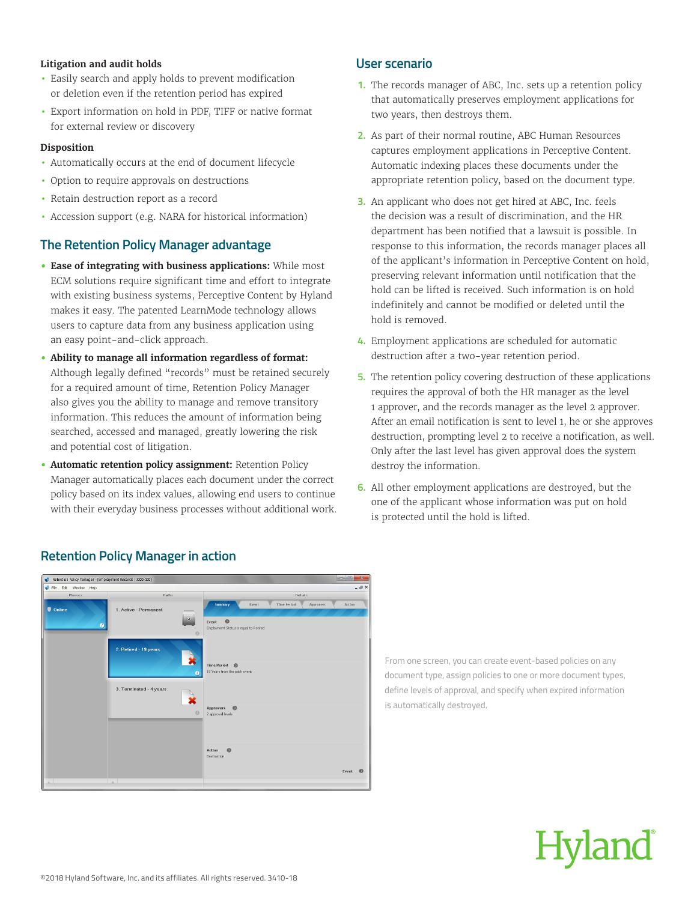**Litigation and audit holds**

- Easily search and apply holds to prevent modification or deletion even if the retention period has expired
- Export information on hold in PDF, TIFF or native format for external review or discovery

**Disposition**

- Automatically occurs at the end of document lifecycle
- Option to require approvals on destructions
- Retain destruction report as a record
- Accession support (e.g. NARA for historical information)

## The Retention Policy Manager advantage

- **Ease of integrating with business applications:** While most ECM solutions require significant time and effort to integrate with existing business systems, Perceptive Content by Hyland makes it easy. The patented LearnMode technology allows users to capture data from any business application using an easy point-and-click approach.
- **Ability to manage all information regardless of format:** Although legally defined "records" must be retained securely for a required amount of time, Retention Policy Manager also gives you the ability to manage and remove transitory information. This reduces the amount of information being searched, accessed and managed, greatly lowering the risk and potential cost of litigation.
- **Automatic retention policy assignment:** Retention Policy Manager automatically places each document under the correct policy based on its index values, allowing end users to continue with their everyday business processes without additional work.

## User scenario

1. The records manager of ABC, Inc. sets up a retention policy that automatically preserves employment applications for two years, then destroys them.
2. As part of their normal routine, ABC Human Resources captures employment applications in Perceptive Content. Automatic indexing places these documents under the appropriate retention policy, based on the document type.
3. An applicant who does not get hired at ABC, Inc. feels the decision was a result of discrimination, and the HR department has been notified that a lawsuit is possible. In response to this information, the records manager places all of the applicant's information in Perceptive Content on hold, preserving relevant information until notification that the hold can be lifted is received. Such information is on hold indefinitely and cannot be modified or deleted until the hold is removed.
4. Employment applications are scheduled for automatic destruction after a two-year retention period.
5. The retention policy covering destruction of these applications requires the approval of both the HR manager as the level 1 approver, and the records manager as the level 2 approver. After an email notification is sent to level 1, he or she approves destruction, prompting level 2 to receive a notification, as well. Only after the last level has given approval does the system destroy the information.
6. All other employment applications are destroyed, but the one of the applicant whose information was put on hold is protected until the hold is lifted.

## Retention Policy Manager in action

From one screen, you can create event-based policies on any document type, assign policies to one or more document types, define levels of approval, and specify when expired information is automatically destroyed.

©2018 Hyland Software, Inc. and its affiliates. All rights reserved. 3410-18